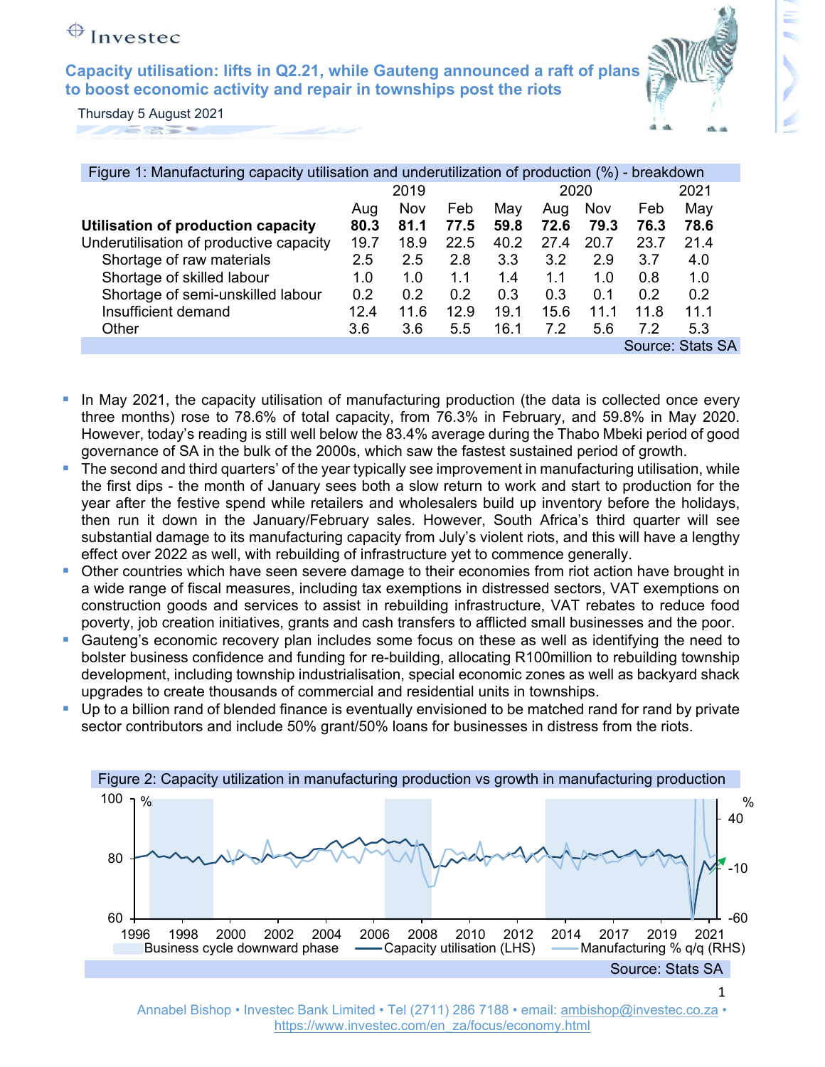Investec

# Capacity utilisation: lifts in Q2.21, while Gauteng announced a raft of plans to boost economic activity and repair in townships post the riots

Thursday 5 August 2021

Figure 1: Manufacturing capacity utilisation and underutilization of production (%) - breakdown

| | 2019 | | 2020 | | | | 2021 | |
|---|---|---|---|---|---|---|---|---|
| | Aug | Nov | Feb | May | Aug | Nov | Feb | May |
| **Utilisation of production capacity** | **80.3** | **81.1** | **77.5** | **59.8** | **72.6** | **79.3** | **76.3** | **78.6** |
| Underutilisation of productive capacity | 19.7 | 18.9 | 22.5 | 40.2 | 27.4 | 20.7 | 23.7 | 21.4 |
| Shortage of raw materials | 2.5 | 2.5 | 2.8 | 3.3 | 3.2 | 2.9 | 3.7 | 4.0 |
| Shortage of skilled labour | 1.0 | 1.0 | 1.1 | 1.4 | 1.1 | 1.0 | 0.8 | 1.0 |
| Shortage of semi-unskilled labour | 0.2 | 0.2 | 0.2 | 0.3 | 0.3 | 0.1 | 0.2 | 0.2 |
| Insufficient demand | 12.4 | 11.6 | 12.9 | 19.1 | 15.6 | 11.1 | 11.8 | 11.1 |
| Other | 3.6 | 3.6 | 5.5 | 16.1 | 7.2 | 5.6 | 7.2 | 5.3 |

Source: Stats SA

- In May 2021, the capacity utilisation of manufacturing production (the data is collected once every three months) rose to 78.6% of total capacity, from 76.3% in February, and 59.8% in May 2020. However, today's reading is still well below the 83.4% average during the Thabo Mbeki period of good governance of SA in the bulk of the 2000s, which saw the fastest sustained period of growth.
- The second and third quarters' of the year typically see improvement in manufacturing utilisation, while the first dips - the month of January sees both a slow return to work and start to production for the year after the festive spend while retailers and wholesalers build up inventory before the holidays, then run it down in the January/February sales. However, South Africa's third quarter will see substantial damage to its manufacturing capacity from July's violent riots, and this will have a lengthy effect over 2022 as well, with rebuilding of infrastructure yet to commence generally.
- Other countries which have seen severe damage to their economies from riot action have brought in a wide range of fiscal measures, including tax exemptions in distressed sectors, VAT exemptions on construction goods and services to assist in rebuilding infrastructure, VAT rebates to reduce food poverty, job creation initiatives, grants and cash transfers to afflicted small businesses and the poor.
- Gauteng's economic recovery plan includes some focus on these as well as identifying the need to bolster business confidence and funding for re-building, allocating R100million to rebuilding township development, including township industrialisation, special economic zones as well as backyard shack upgrades to create thousands of commercial and residential units in townships.
- Up to a billion rand of blended finance is eventually envisioned to be matched rand for rand by private sector contributors and include 50% grant/50% loans for businesses in distress from the riots.

Figure 2: Capacity utilization in manufacturing production vs growth in manufacturing production

Source: Stats SA

Annabel Bishop • Investec Bank Limited • Tel (2711) 286 7188 • email: ambishop@investec.co.za • https://www.investec.com/en_za/focus/economy.html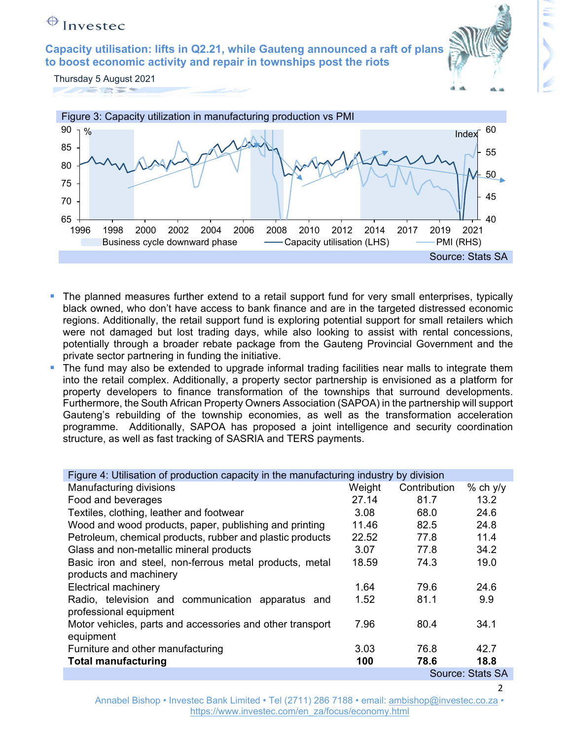Figure 3: Capacity utilization in manufacturing production vs PMI

Source: Stats SA

- The planned measures further extend to a retail support fund for very small enterprises, typically black owned, who don't have access to bank finance and are in the targeted distressed economic regions. Additionally, the retail support fund is exploring potential support for small retailers which were not damaged but lost trading days, while also looking to assist with rental concessions, potentially through a broader rebate package from the Gauteng Provincial Government and the private sector partnering in funding the initiative.
- The fund may also be extended to upgrade informal trading facilities near malls to integrate them into the retail complex. Additionally, a property sector partnership is envisioned as a platform for property developers to finance transformation of the townships that surround developments. Furthermore, the South African Property Owners Association (SAPOA) in the partnership will support Gauteng's rebuilding of the township economies, as well as the transformation acceleration programme. Additionally, SAPOA has proposed a joint intelligence and security coordination structure, as well as fast tracking of SASRIA and TERS payments.

Figure 4: Utilisation of production capacity in the manufacturing industry by division

| Manufacturing divisions | Weight | Contribution | % ch y/y |
|---|---|---|---|
| Food and beverages | 27.14 | 81.7 | 13.2 |
| Textiles, clothing, leather and footwear | 3.08 | 68.0 | 24.6 |
| Wood and wood products, paper, publishing and printing | 11.46 | 82.5 | 24.8 |
| Petroleum, chemical products, rubber and plastic products | 22.52 | 77.8 | 11.4 |
| Glass and non-metallic mineral products | 3.07 | 77.8 | 34.2 |
| Basic iron and steel, non-ferrous metal products, metal products and machinery | 18.59 | 74.3 | 19.0 |
| Electrical machinery | 1.64 | 79.6 | 24.6 |
| Radio, television and communication apparatus and professional equipment | 1.52 | 81.1 | 9.9 |
| Motor vehicles, parts and accessories and other transport equipment | 7.96 | 80.4 | 34.1 |
| Furniture and other manufacturing | 3.03 | 76.8 | 42.7 |
| **Total manufacturing** | **100** | **78.6** | **18.8** |

Source: Stats SA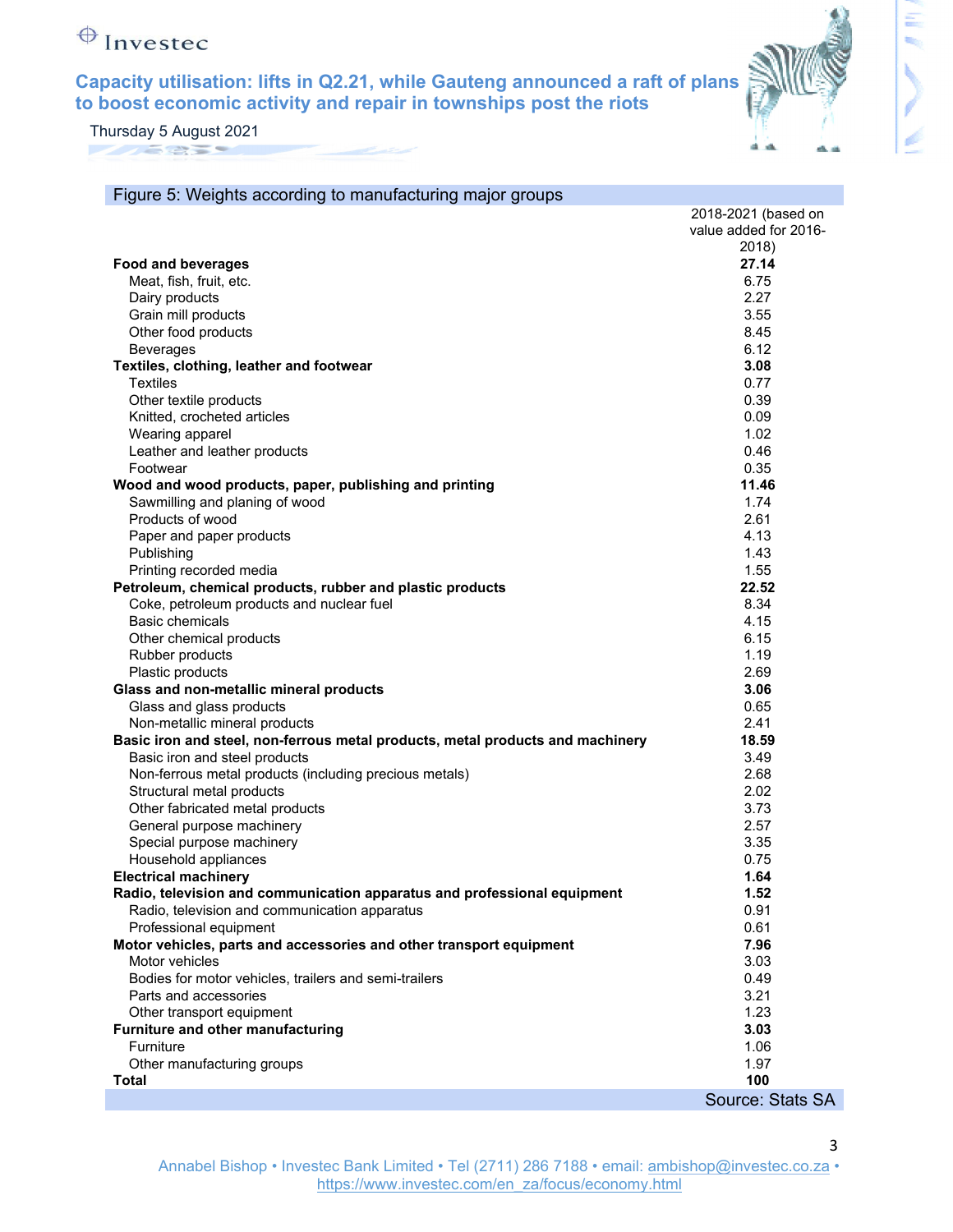Figure 5: Weights according to manufacturing major groups

| | 2018-2021 (based on value added for 2016-2018) |
|---|---|
| **Food and beverages** | **27.14** |
| Meat, fish, fruit, etc. | 6.75 |
| Dairy products | 2.27 |
| Grain mill products | 3.55 |
| Other food products | 8.45 |
| Beverages | 6.12 |
| **Textiles, clothing, leather and footwear** | **3.08** |
| Textiles | 0.77 |
| Other textile products | 0.39 |
| Knitted, crocheted articles | 0.09 |
| Wearing apparel | 1.02 |
| Leather and leather products | 0.46 |
| Footwear | 0.35 |
| **Wood and wood products, paper, publishing and printing** | **11.46** |
| Sawmilling and planing of wood | 1.74 |
| Products of wood | 2.61 |
| Paper and paper products | 4.13 |
| Publishing | 1.43 |
| Printing recorded media | 1.55 |
| **Petroleum, chemical products, rubber and plastic products** | **22.52** |
| Coke, petroleum products and nuclear fuel | 8.34 |
| Basic chemicals | 4.15 |
| Other chemical products | 6.15 |
| Rubber products | 1.19 |
| Plastic products | 2.69 |
| **Glass and non-metallic mineral products** | **3.06** |
| Glass and glass products | 0.65 |
| Non-metallic mineral products | 2.41 |
| **Basic iron and steel, non-ferrous metal products, metal products and machinery** | **18.59** |
| Basic iron and steel products | 3.49 |
| Non-ferrous metal products (including precious metals) | 2.68 |
| Structural metal products | 2.02 |
| Other fabricated metal products | 3.73 |
| General purpose machinery | 2.57 |
| Special purpose machinery | 3.35 |
| Household appliances | 0.75 |
| **Electrical machinery** | **1.64** |
| **Radio, television and communication apparatus and professional equipment** | **1.52** |
| Radio, television and communication apparatus | 0.91 |
| Professional equipment | 0.61 |
| **Motor vehicles, parts and accessories and other transport equipment** | **7.96** |
| Motor vehicles | 3.03 |
| Bodies for motor vehicles, trailers and semi-trailers | 0.49 |
| Parts and accessories | 3.21 |
| Other transport equipment | 1.23 |
| **Furniture and other manufacturing** | **3.03** |
| Furniture | 1.06 |
| Other manufacturing groups | 1.97 |
| **Total** | **100** |

Source: Stats SA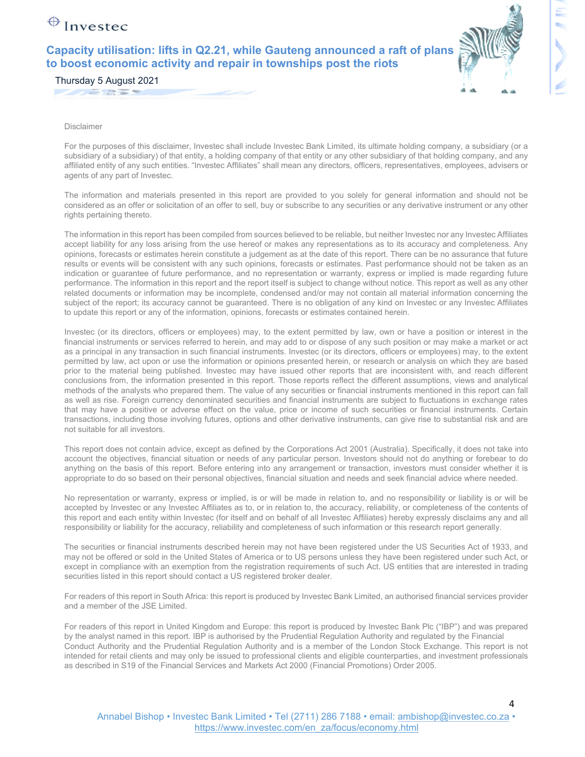Disclaimer

For the purposes of this disclaimer, Investec shall include Investec Bank Limited, its ultimate holding company, a subsidiary (or a subsidiary of a subsidiary) of that entity, a holding company of that entity or any other subsidiary of that holding company, and any affiliated entity of any such entities. "Investec Affiliates" shall mean any directors, officers, representatives, employees, advisers or agents of any part of Investec.

The information and materials presented in this report are provided to you solely for general information and should not be considered as an offer or solicitation of an offer to sell, buy or subscribe to any securities or any derivative instrument or any other rights pertaining thereto.

The information in this report has been compiled from sources believed to be reliable, but neither Investec nor any Investec Affiliates accept liability for any loss arising from the use hereof or makes any representations as to its accuracy and completeness. Any opinions, forecasts or estimates herein constitute a judgement as at the date of this report. There can be no assurance that future results or events will be consistent with any such opinions, forecasts or estimates. Past performance should not be taken as an indication or guarantee of future performance, and no representation or warranty, express or implied is made regarding future performance. The information in this report and the report itself is subject to change without notice. This report as well as any other related documents or information may be incomplete, condensed and/or may not contain all material information concerning the subject of the report; its accuracy cannot be guaranteed. There is no obligation of any kind on Investec or any Investec Affiliates to update this report or any of the information, opinions, forecasts or estimates contained herein.

Investec (or its directors, officers or employees) may, to the extent permitted by law, own or have a position or interest in the financial instruments or services referred to herein, and may add to or dispose of any such position or may make a market or act as a principal in any transaction in such financial instruments. Investec (or its directors, officers or employees) may, to the extent permitted by law, act upon or use the information or opinions presented herein, or research or analysis on which they are based prior to the material being published. Investec may have issued other reports that are inconsistent with, and reach different conclusions from, the information presented in this report. Those reports reflect the different assumptions, views and analytical methods of the analysts who prepared them. The value of any securities or financial instruments mentioned in this report can fall as well as rise. Foreign currency denominated securities and financial instruments are subject to fluctuations in exchange rates that may have a positive or adverse effect on the value, price or income of such securities or financial instruments. Certain transactions, including those involving futures, options and other derivative instruments, can give rise to substantial risk and are not suitable for all investors.

This report does not contain advice, except as defined by the Corporations Act 2001 (Australia). Specifically, it does not take into account the objectives, financial situation or needs of any particular person. Investors should not do anything or forebear to do anything on the basis of this report. Before entering into any arrangement or transaction, investors must consider whether it is appropriate to do so based on their personal objectives, financial situation and needs and seek financial advice where needed.

No representation or warranty, express or implied, is or will be made in relation to, and no responsibility or liability is or will be accepted by Investec or any Investec Affiliates as to, or in relation to, the accuracy, reliability, or completeness of the contents of this report and each entity within Investec (for itself and on behalf of all Investec Affiliates) hereby expressly disclaims any and all responsibility or liability for the accuracy, reliability and completeness of such information or this research report generally.

The securities or financial instruments described herein may not have been registered under the US Securities Act of 1933, and may not be offered or sold in the United States of America or to US persons unless they have been registered under such Act, or except in compliance with an exemption from the registration requirements of such Act. US entities that are interested in trading securities listed in this report should contact a US registered broker dealer.

For readers of this report in South Africa: this report is produced by Investec Bank Limited, an authorised financial services provider and a member of the JSE Limited.

For readers of this report in United Kingdom and Europe: this report is produced by Investec Bank Plc ("IBP") and was prepared by the analyst named in this report. IBP is authorised by the Prudential Regulation Authority and regulated by the Financial Conduct Authority and the Prudential Regulation Authority and is a member of the London Stock Exchange. This report is not intended for retail clients and may only be issued to professional clients and eligible counterparties, and investment professionals as described in S19 of the Financial Services and Markets Act 2000 (Financial Promotions) Order 2005.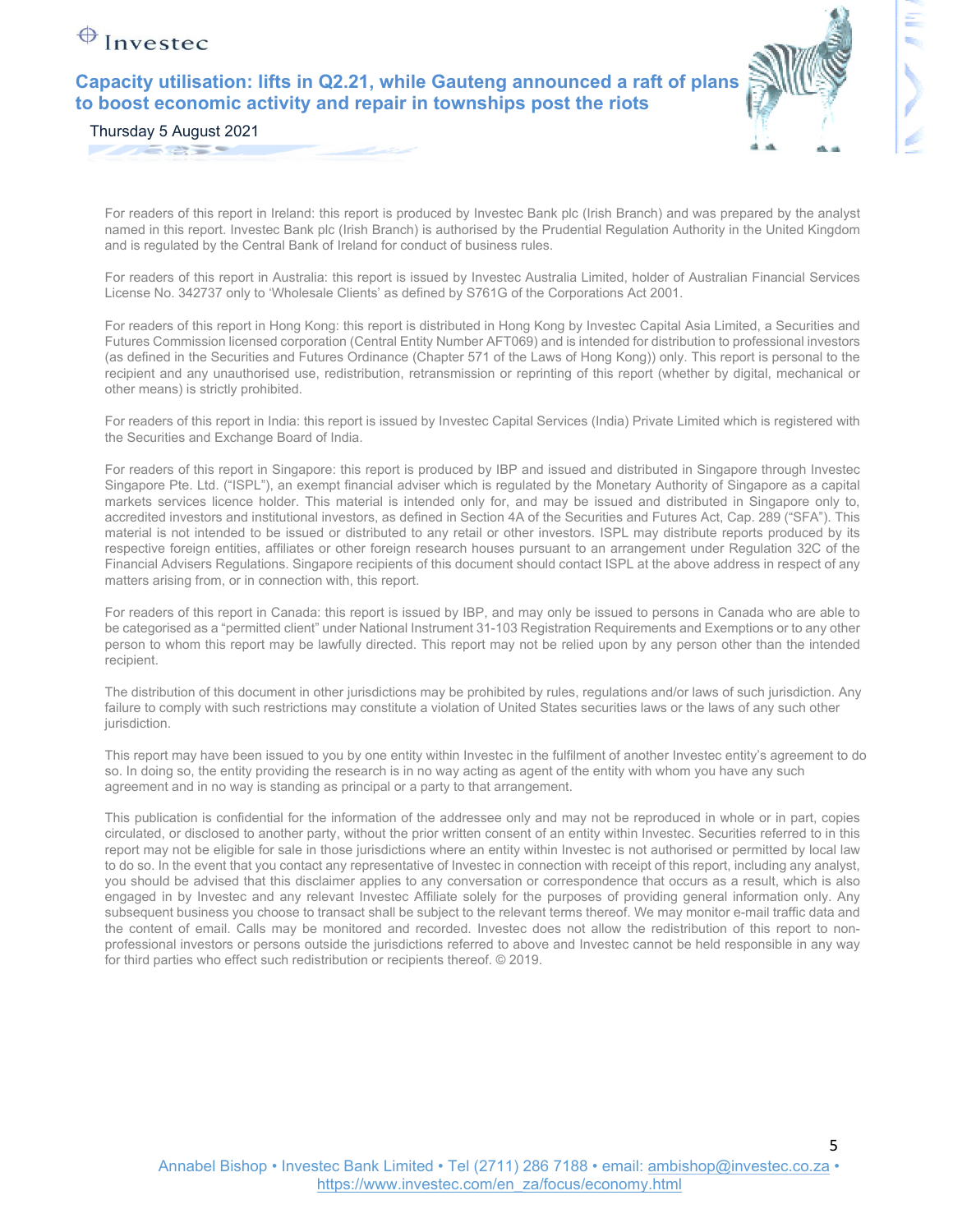For readers of this report in Ireland: this report is produced by Investec Bank plc (Irish Branch) and was prepared by the analyst named in this report. Investec Bank plc (Irish Branch) is authorised by the Prudential Regulation Authority in the United Kingdom and is regulated by the Central Bank of Ireland for conduct of business rules.

For readers of this report in Australia: this report is issued by Investec Australia Limited, holder of Australian Financial Services License No. 342737 only to 'Wholesale Clients' as defined by S761G of the Corporations Act 2001.

For readers of this report in Hong Kong: this report is distributed in Hong Kong by Investec Capital Asia Limited, a Securities and Futures Commission licensed corporation (Central Entity Number AFT069) and is intended for distribution to professional investors (as defined in the Securities and Futures Ordinance (Chapter 571 of the Laws of Hong Kong)) only. This report is personal to the recipient and any unauthorised use, redistribution, retransmission or reprinting of this report (whether by digital, mechanical or other means) is strictly prohibited.

For readers of this report in India: this report is issued by Investec Capital Services (India) Private Limited which is registered with the Securities and Exchange Board of India.

For readers of this report in Singapore: this report is produced by IBP and issued and distributed in Singapore through Investec Singapore Pte. Ltd. ("ISPL"), an exempt financial adviser which is regulated by the Monetary Authority of Singapore as a capital markets services licence holder. This material is intended only for, and may be issued and distributed in Singapore only to, accredited investors and institutional investors, as defined in Section 4A of the Securities and Futures Act, Cap. 289 ("SFA"). This material is not intended to be issued or distributed to any retail or other investors. ISPL may distribute reports produced by its respective foreign entities, affiliates or other foreign research houses pursuant to an arrangement under Regulation 32C of the Financial Advisers Regulations. Singapore recipients of this document should contact ISPL at the above address in respect of any matters arising from, or in connection with, this report.

For readers of this report in Canada: this report is issued by IBP, and may only be issued to persons in Canada who are able to be categorised as a "permitted client" under National Instrument 31-103 Registration Requirements and Exemptions or to any other person to whom this report may be lawfully directed. This report may not be relied upon by any person other than the intended recipient.

The distribution of this document in other jurisdictions may be prohibited by rules, regulations and/or laws of such jurisdiction. Any failure to comply with such restrictions may constitute a violation of United States securities laws or the laws of any such other jurisdiction.

This report may have been issued to you by one entity within Investec in the fulfilment of another Investec entity's agreement to do so. In doing so, the entity providing the research is in no way acting as agent of the entity with whom you have any such agreement and in no way is standing as principal or a party to that arrangement.

This publication is confidential for the information of the addressee only and may not be reproduced in whole or in part, copies circulated, or disclosed to another party, without the prior written consent of an entity within Investec. Securities referred to in this report may not be eligible for sale in those jurisdictions where an entity within Investec is not authorised or permitted by local law to do so. In the event that you contact any representative of Investec in connection with receipt of this report, including any analyst, you should be advised that this disclaimer applies to any conversation or correspondence that occurs as a result, which is also engaged in by Investec and any relevant Investec Affiliate solely for the purposes of providing general information only. Any subsequent business you choose to transact shall be subject to the relevant terms thereof. We may monitor e-mail traffic data and the content of email. Calls may be monitored and recorded. Investec does not allow the redistribution of this report to non-professional investors or persons outside the jurisdictions referred to above and Investec cannot be held responsible in any way for third parties who effect such redistribution or recipients thereof. © 2019.